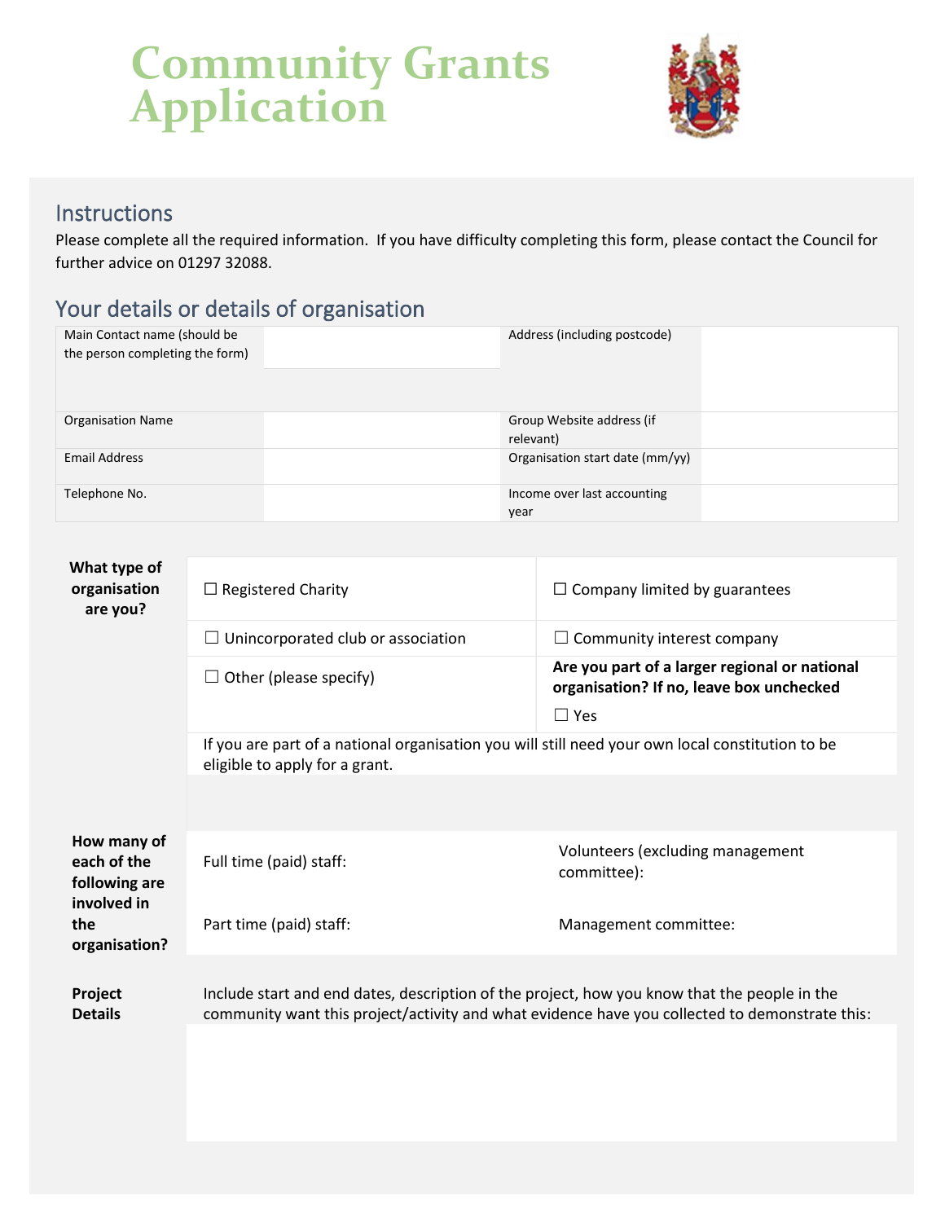# Community Grants Application

## Instructions

Please complete all the required information. If you have difficulty completing this form, please contact the Council for further advice on 01297 32088.

## Your details or details of organisation

| Main Contact name (should be the person completing the form) | | Address (including postcode) | |
|---|---|---|---|
| Organisation Name | | Group Website address (if relevant) | |
| Email Address | | Organisation start date (mm/yy) | |
| Telephone No. | | Income over last accounting year | |

**What type of organisation are you?**

| | |
|---|---|
| ☐ Registered Charity | ☐ Company limited by guarantees |
| ☐ Unincorporated club or association | ☐ Community interest company |
| ☐ Other (please specify) | **Are you part of a larger regional or national organisation? If no, leave box unchecked** ☐ Yes |

If you are part of a national organisation you will still need your own local constitution to be eligible to apply for a grant.

**How many of each of the following are involved in the organisation?**

| | |
|---|---|
| Full time (paid) staff: | Volunteers (excluding management committee): |
| Part time (paid) staff: | Management committee: |

**Project Details**

Include start and end dates, description of the project, how you know that the people in the community want this project/activity and what evidence have you collected to demonstrate this: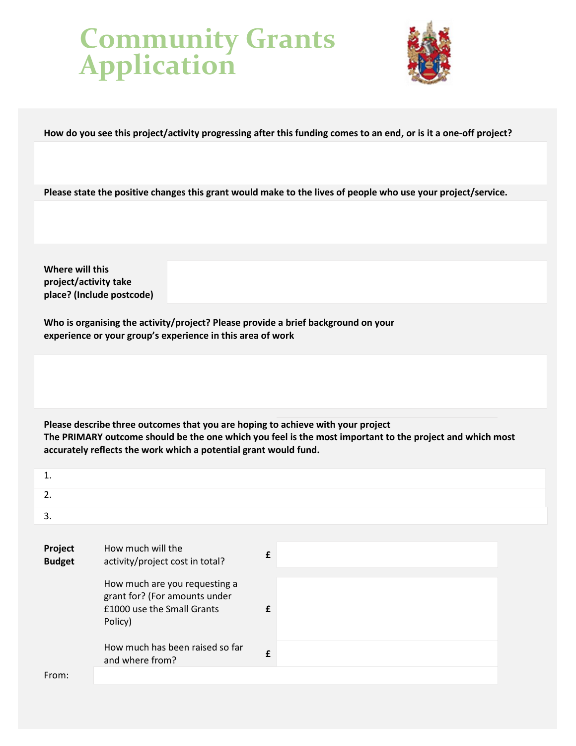# Community Grants Application

**How do you see this project/activity progressing after this funding comes to an end, or is it a one-off project?**

**Please state the positive changes this grant would make to the lives of people who use your project/service.**

| **Where will this project/activity take place? (Include postcode)** | |
|---|---|

**Who is organising the activity/project? Please provide a brief background on your experience or your group's experience in this area of work**

**Please describe three outcomes that you are hoping to achieve with your project**
**The PRIMARY outcome should be the one which you feel is the most important to the project and which most accurately reflects the work which a potential grant would fund.**

1.
2.
3.

| **Project Budget** | How much will the activity/project cost in total? | **£** | |
|---|---|---|---|
| | How much are you requesting a grant for? (For amounts under £1000 use the Small Grants Policy) | **£** | |
| | How much has been raised so far and where from? | **£** | |

From: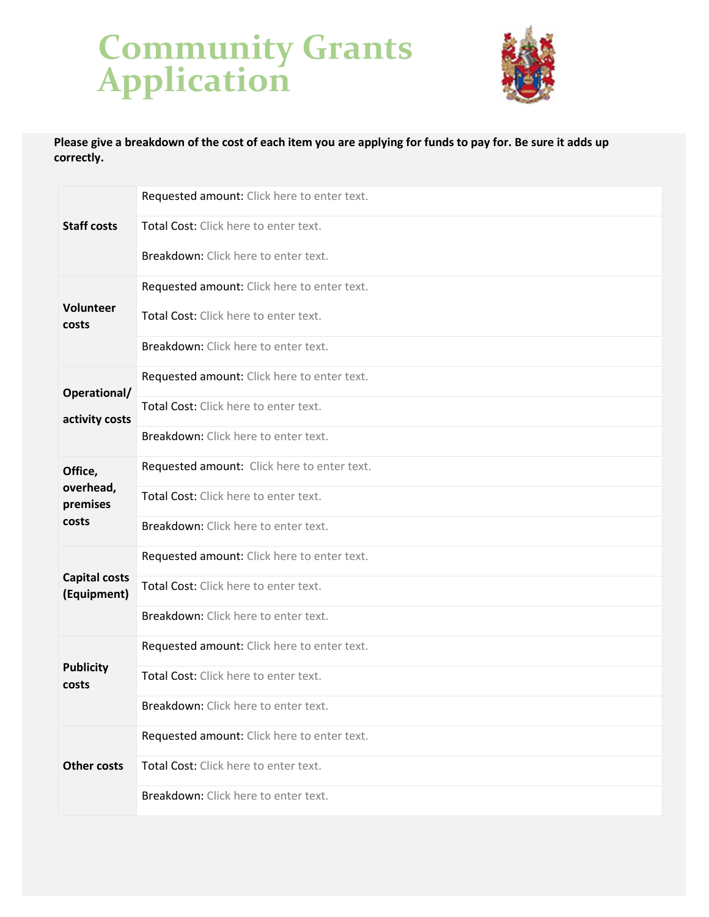# Community Grants Application

**Please give a breakdown of the cost of each item you are applying for funds to pay for. Be sure it adds up correctly.**

| | |
|---|---|
| **Staff costs** | Requested amount: Click here to enter text. |
| | Total Cost: Click here to enter text. |
| | Breakdown: Click here to enter text. |
| **Volunteer costs** | Requested amount: Click here to enter text. |
| | Total Cost: Click here to enter text. |
| | Breakdown: Click here to enter text. |
| **Operational/ activity costs** | Requested amount: Click here to enter text. |
| | Total Cost: Click here to enter text. |
| | Breakdown: Click here to enter text. |
| **Office, overhead, premises costs** | Requested amount: Click here to enter text. |
| | Total Cost: Click here to enter text. |
| | Breakdown: Click here to enter text. |
| **Capital costs (Equipment)** | Requested amount: Click here to enter text. |
| | Total Cost: Click here to enter text. |
| | Breakdown: Click here to enter text. |
| **Publicity costs** | Requested amount: Click here to enter text. |
| | Total Cost: Click here to enter text. |
| | Breakdown: Click here to enter text. |
| **Other costs** | Requested amount: Click here to enter text. |
| | Total Cost: Click here to enter text. |
| | Breakdown: Click here to enter text. |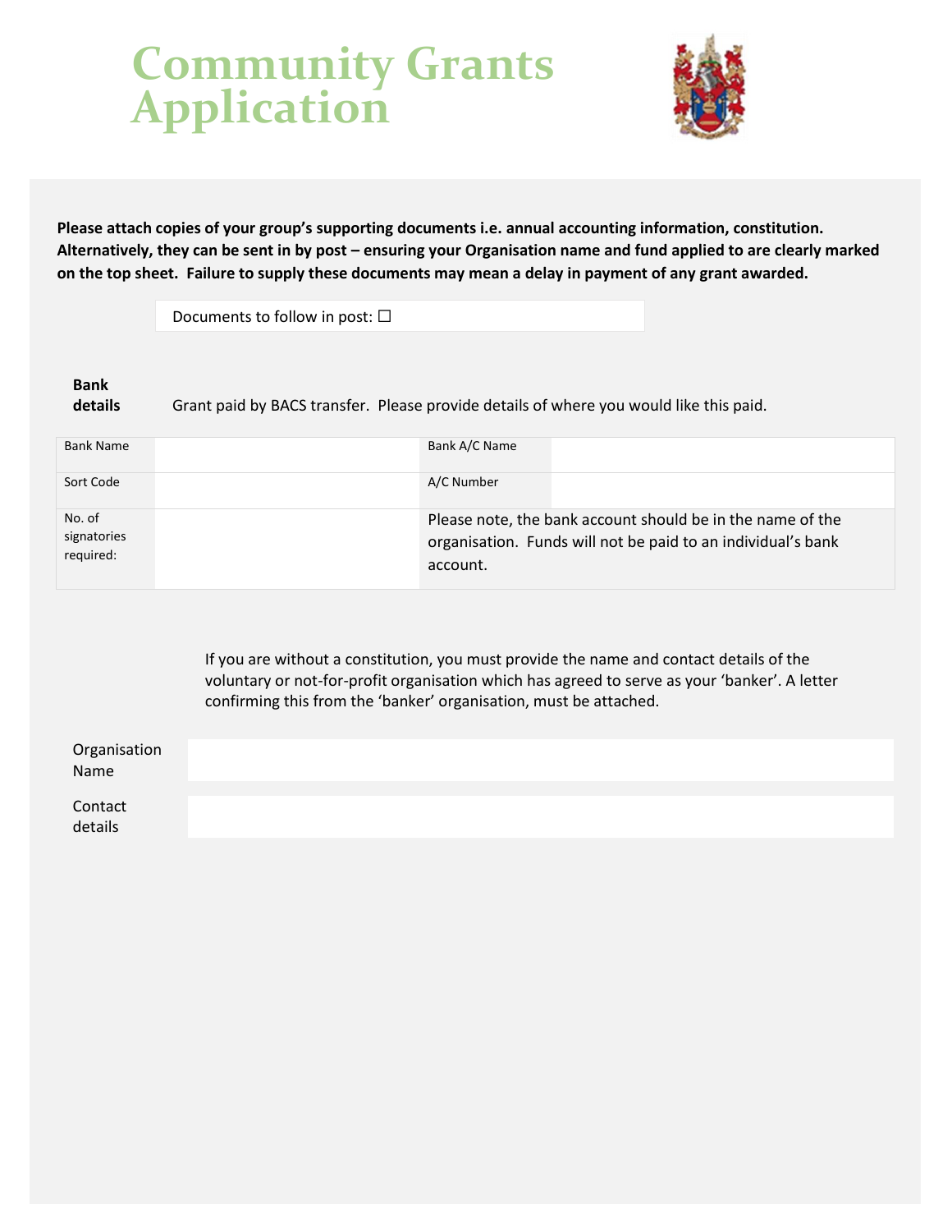# Community Grants Application

**Please attach copies of your group's supporting documents i.e. annual accounting information, constitution. Alternatively, they can be sent in by post – ensuring your Organisation name and fund applied to are clearly marked on the top sheet. Failure to supply these documents may mean a delay in payment of any grant awarded.**

Documents to follow in post: ☐

**Bank details**

Grant paid by BACS transfer. Please provide details of where you would like this paid.

| Bank Name | | Bank A/C Name | |
|---|---|---|---|
| Sort Code | | A/C Number | |
| No. of signatories required: | | Please note, the bank account should be in the name of the organisation. Funds will not be paid to an individual's bank account. | |

If you are without a constitution, you must provide the name and contact details of the voluntary or not-for-profit organisation which has agreed to serve as your 'banker'. A letter confirming this from the 'banker' organisation, must be attached.

| Organisation Name | |
|---|---|
| Contact details | |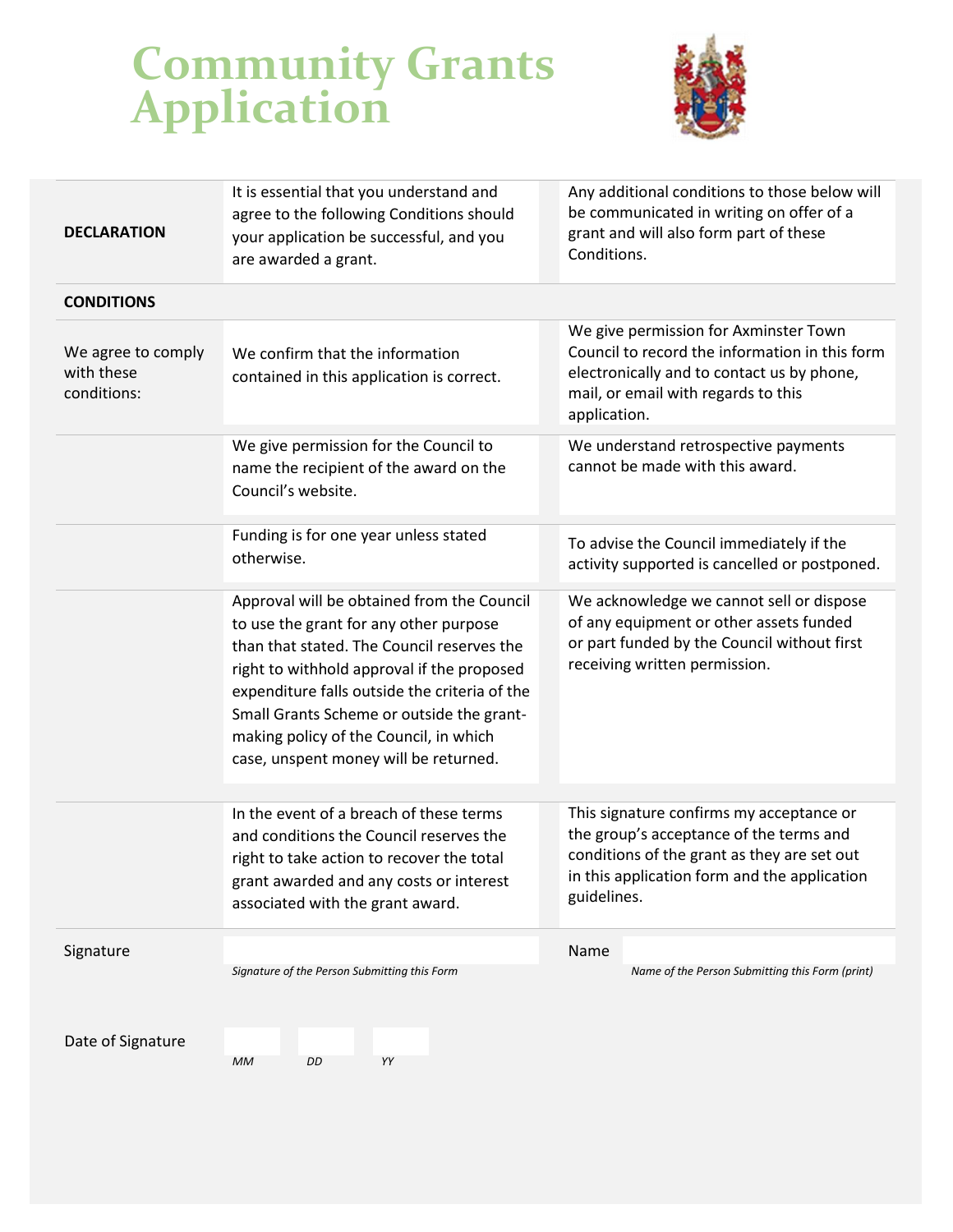# Community Grants Application

| | | |
|---|---|---|
| **DECLARATION** | It is essential that you understand and agree to the following Conditions should your application be successful, and you are awarded a grant. | Any additional conditions to those below will be communicated in writing on offer of a grant and will also form part of these Conditions. |
| **CONDITIONS** | | |
| We agree to comply with these conditions: | We confirm that the information contained in this application is correct. | We give permission for Axminster Town Council to record the information in this form electronically and to contact us by phone, mail, or email with regards to this application. |
| | We give permission for the Council to name the recipient of the award on the Council's website. | We understand retrospective payments cannot be made with this award. |
| | Funding is for one year unless stated otherwise. | To advise the Council immediately if the activity supported is cancelled or postponed. |
| | Approval will be obtained from the Council to use the grant for any other purpose than that stated. The Council reserves the right to withhold approval if the proposed expenditure falls outside the criteria of the Small Grants Scheme or outside the grant-making policy of the Council, in which case, unspent money will be returned. | We acknowledge we cannot sell or dispose of any equipment or other assets funded or part funded by the Council without first receiving written permission. |
| | In the event of a breach of these terms and conditions the Council reserves the right to take action to recover the total grant awarded and any costs or interest associated with the grant award. | This signature confirms my acceptance or the group's acceptance of the terms and conditions of the grant as they are set out in this application form and the application guidelines. |

Signature ____________________
*Signature of the Person Submitting this Form*

Name ____________________
*Name of the Person Submitting this Form (print)*

Date of Signature ____ ____ ____
*MM DD YY*